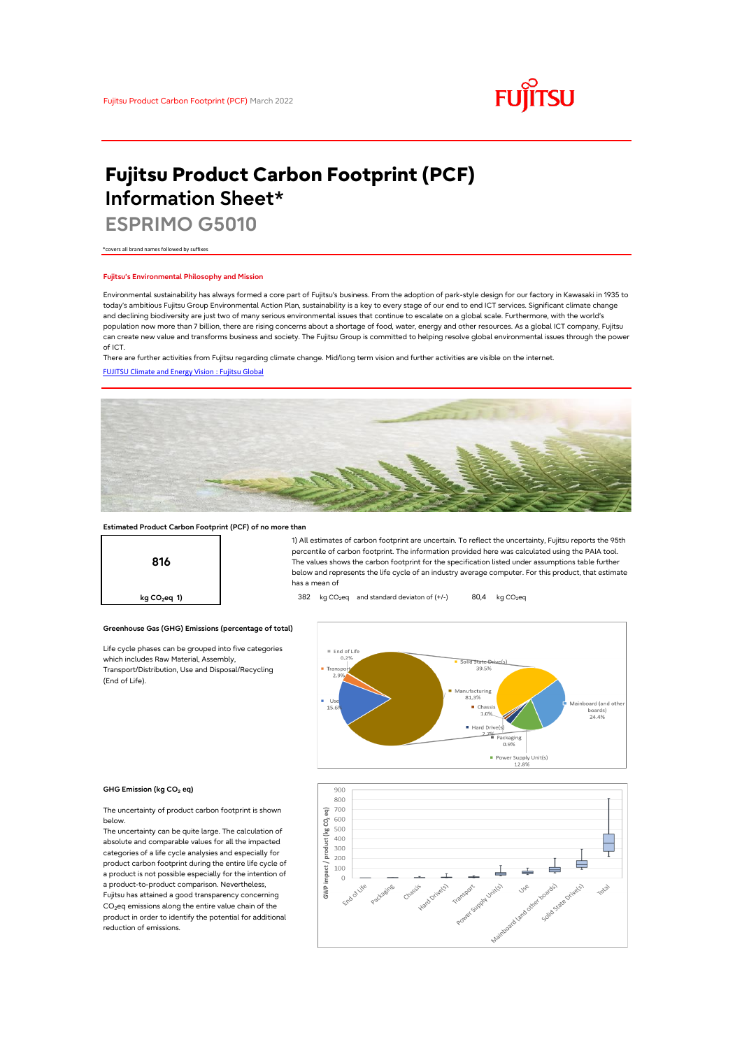# Fujitsu Product Carbon Footprint (PCF) Information Sheet*

## ESPRIMO G5010

*covers all brand names followed by suffixes

### Fujitsu's Environmental Philosophy and Mission

Environmental sustainability has always formed a core part of Fujitsu's business. From the adoption of park-style design for our factory in Kawasaki in 1935 to today's ambitious Fujitsu Group Environmental Action Plan, sustainability is a key to every stage of our end to end ICT services. Significant climate change and declining biodiversity are just two of many serious environmental issues that continue to escalate on a global scale. Furthermore, with the world's population now more than 7 billion, there are rising concerns about a shortage of food, water, energy and other resources. As a global ICT company, Fujitsu can create new value and transforms business and society. The Fujitsu Group is committed to helping resolve global environmental issues through the power of ICT.

There are further activities from Fujitsu regarding climate change. Mid/long term vision and further activities are visible on the internet.

[FUJITSU Climate and Energy Vision : Fujitsu Global]

### Estimated Product Carbon Footprint (PCF) of no more than

**816**

kg $CO_2$eq 1)

1) All estimates of carbon footprint are uncertain. To reflect the uncertainty, Fujitsu reports the 95th percentile of carbon footprint. The information provided here was calculated using the PAIA tool. The values shows the carbon footprint for the specification listed under assumptions table further below and represents the life cycle of an industry average computer. For this product, that estimate has a mean of

382 kg $CO_2$eq and standard deviaton of (+/-) 80,4 kg $CO_2$eq

### Greenhouse Gas (GHG) Emissions (percentage of total)

Life cycle phases can be grouped into five categories which includes Raw Material, Assembly, Transport/Distribution, Use and Disposal/Recycling (End of Life).

| Life cycle phase | Share |
|---|---|
| End of Life | 0.2% |
| Transport | 2.9% |
| Use | 15.6% |
| Manufacturing | 81.3% |

| Manufacturing breakdown | Share |
|---|---|
| Solid State Drive(s) | 39.5% |
| Mainboard (and other boards) | 24.4% |
| Power Supply Unit(s) | 12.8% |
| Packaging | 0.9% |
| Hard Drive(s) | 2.7% |
| Chassis | 1.0% |

### GHG Emission (kg $CO_2$ eq)

The uncertainty of product carbon footprint is shown below.

The uncertainty can be quite large. The calculation of absolute and comparable values for all the impacted categories of a life cycle analysis and especially for product carbon footprint during the entire life cycle of a product is not possible especially for the intention of a product-to-product comparison. Nevertheless, Fujitsu has attained a good transparency concerning $CO_2$eq emissions along the entire value chain of the product in order to identify the potential for additional reduction of emissions.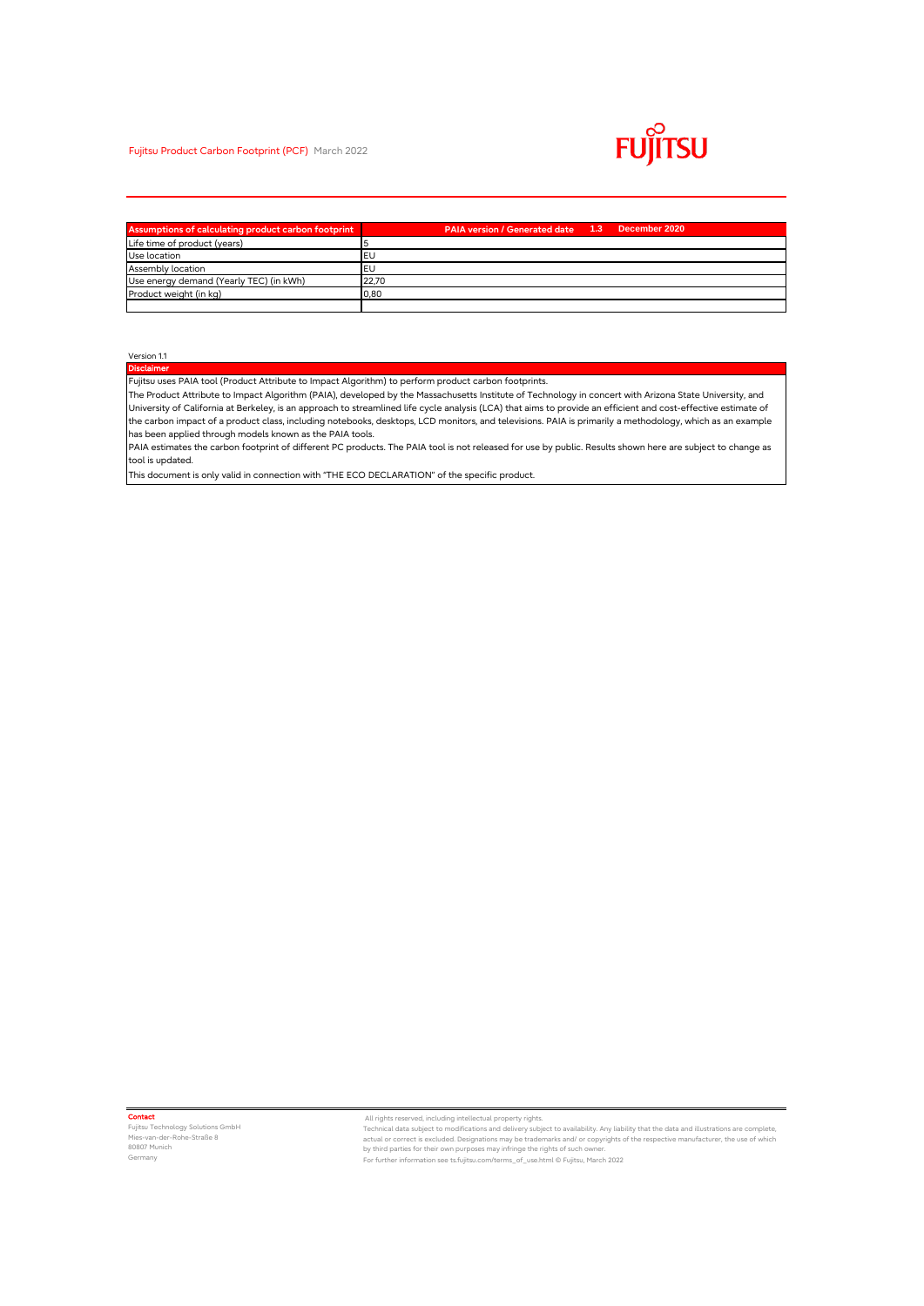Fujitsu Product Carbon Footprint (PCF) March 2022

FUJITSU

| Assumptions of calculating product carbon footprint | PAIA version / Generated date 1.3 December 2020 |
|---|---|
| Life time of product (years) | 5 |
| Use location | EU |
| Assembly location | EU |
| Use energy demand (Yearly TEC) (in kWh) | 22,70 |
| Product weight (in kg) | 0,80 |
| | |

Version 1.1

**Disclaimer**

Fujitsu uses PAIA tool (Product Attribute to Impact Algorithm) to perform product carbon footprints.

The Product Attribute to Impact Algorithm (PAIA), developed by the Massachusetts Institute of Technology in concert with Arizona State University, and University of California at Berkeley, is an approach to streamlined life cycle analysis (LCA) that aims to provide an efficient and cost-effective estimate of the carbon impact of a product class, including notebooks, desktops, LCD monitors, and televisions. PAIA is primarily a methodology, which as an example has been applied through models known as the PAIA tools.

PAIA estimates the carbon footprint of different PC products. The PAIA tool is not released for use by public. Results shown here are subject to change as tool is updated.

This document is only valid in connection with "THE ECO DECLARATION" of the specific product.

**Contact**

Fujitsu Technology Solutions GmbH
Mies-van-der-Rohe-Straße 8
80807 Munich
Germany

All rights reserved, including intellectual property rights.
Technical data subject to modifications and delivery subject to availability. Any liability that the data and illustrations are complete, actual or correct is excluded. Designations may be trademarks and/ or copyrights of the respective manufacturer, the use of which by third parties for their own purposes may infringe the rights of such owner.
For further information see ts.fujitsu.com/terms_of_use.html © Fujitsu, March 2022